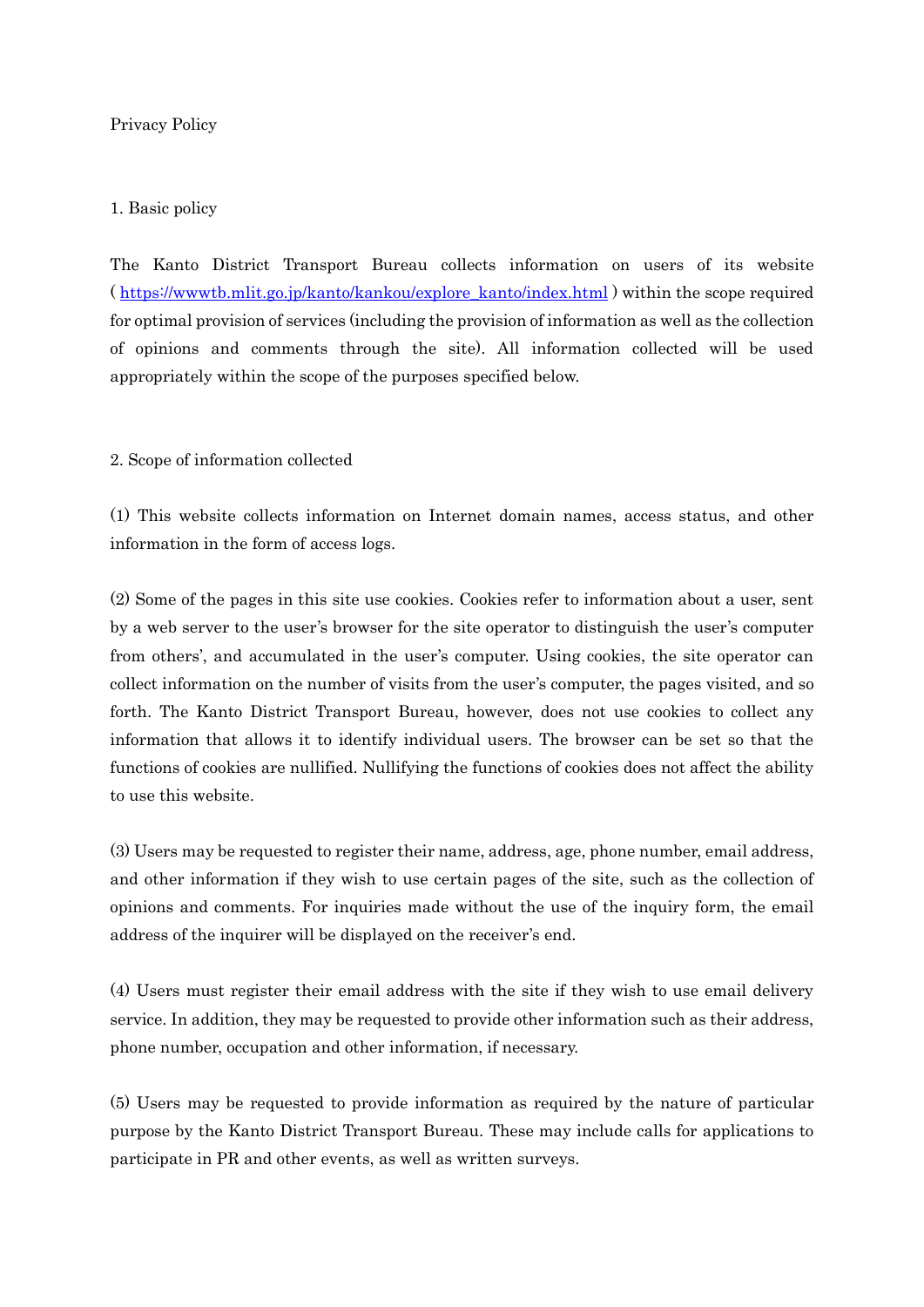# Privacy Policy

## 1. Basic policy

The Kanto District Transport Bureau collects information on users of its website ( https://wwwtb.mlit.go.jp/kanto/kankou/explore_kanto/index.html ) within the scope required for optimal provision of services (including the provision of information as well as the collection of opinions and comments through the site). All information collected will be used appropriately within the scope of the purposes specified below.

## 2. Scope of information collected

(1) This website collects information on Internet domain names, access status, and other information in the form of access logs.

(2) Some of the pages in this site use cookies. Cookies refer to information about a user, sent by a web server to the user's browser for the site operator to distinguish the user's computer from others', and accumulated in the user's computer. Using cookies, the site operator can collect information on the number of visits from the user's computer, the pages visited, and so forth. The Kanto District Transport Bureau, however, does not use cookies to collect any information that allows it to identify individual users. The browser can be set so that the functions of cookies are nullified. Nullifying the functions of cookies does not affect the ability to use this website.

(3) Users may be requested to register their name, address, age, phone number, email address, and other information if they wish to use certain pages of the site, such as the collection of opinions and comments. For inquiries made without the use of the inquiry form, the email address of the inquirer will be displayed on the receiver's end.

(4) Users must register their email address with the site if they wish to use email delivery service. In addition, they may be requested to provide other information such as their address, phone number, occupation and other information, if necessary.

(5) Users may be requested to provide information as required by the nature of particular purpose by the Kanto District Transport Bureau. These may include calls for applications to participate in PR and other events, as well as written surveys.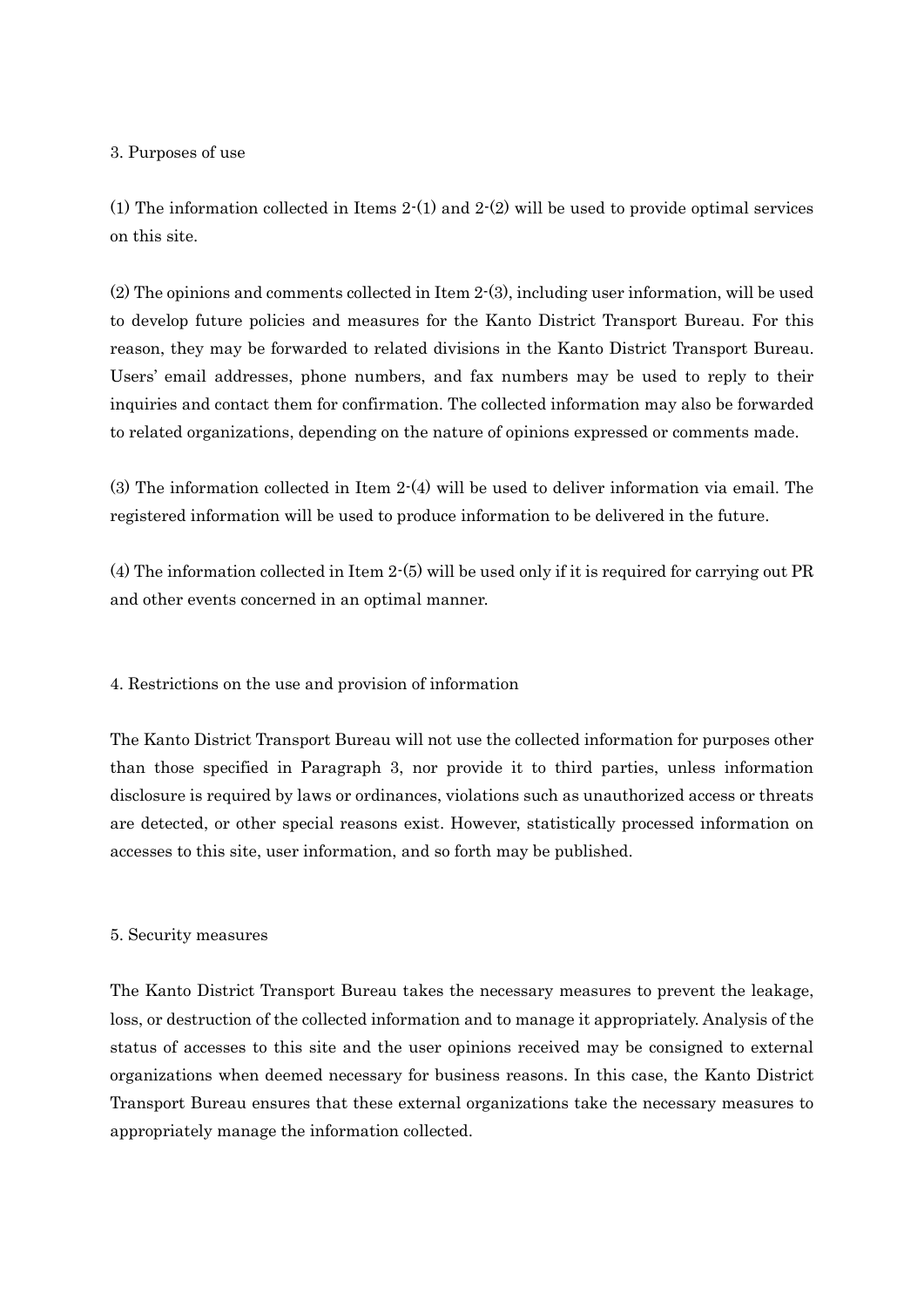## 3. Purposes of use

(1) The information collected in Items 2-(1) and 2-(2) will be used to provide optimal services on this site.

(2) The opinions and comments collected in Item 2-(3), including user information, will be used to develop future policies and measures for the Kanto District Transport Bureau. For this reason, they may be forwarded to related divisions in the Kanto District Transport Bureau. Users' email addresses, phone numbers, and fax numbers may be used to reply to their inquiries and contact them for confirmation. The collected information may also be forwarded to related organizations, depending on the nature of opinions expressed or comments made.

(3) The information collected in Item 2-(4) will be used to deliver information via email. The registered information will be used to produce information to be delivered in the future.

(4) The information collected in Item 2-(5) will be used only if it is required for carrying out PR and other events concerned in an optimal manner.

## 4. Restrictions on the use and provision of information

The Kanto District Transport Bureau will not use the collected information for purposes other than those specified in Paragraph 3, nor provide it to third parties, unless information disclosure is required by laws or ordinances, violations such as unauthorized access or threats are detected, or other special reasons exist. However, statistically processed information on accesses to this site, user information, and so forth may be published.

## 5. Security measures

The Kanto District Transport Bureau takes the necessary measures to prevent the leakage, loss, or destruction of the collected information and to manage it appropriately. Analysis of the status of accesses to this site and the user opinions received may be consigned to external organizations when deemed necessary for business reasons. In this case, the Kanto District Transport Bureau ensures that these external organizations take the necessary measures to appropriately manage the information collected.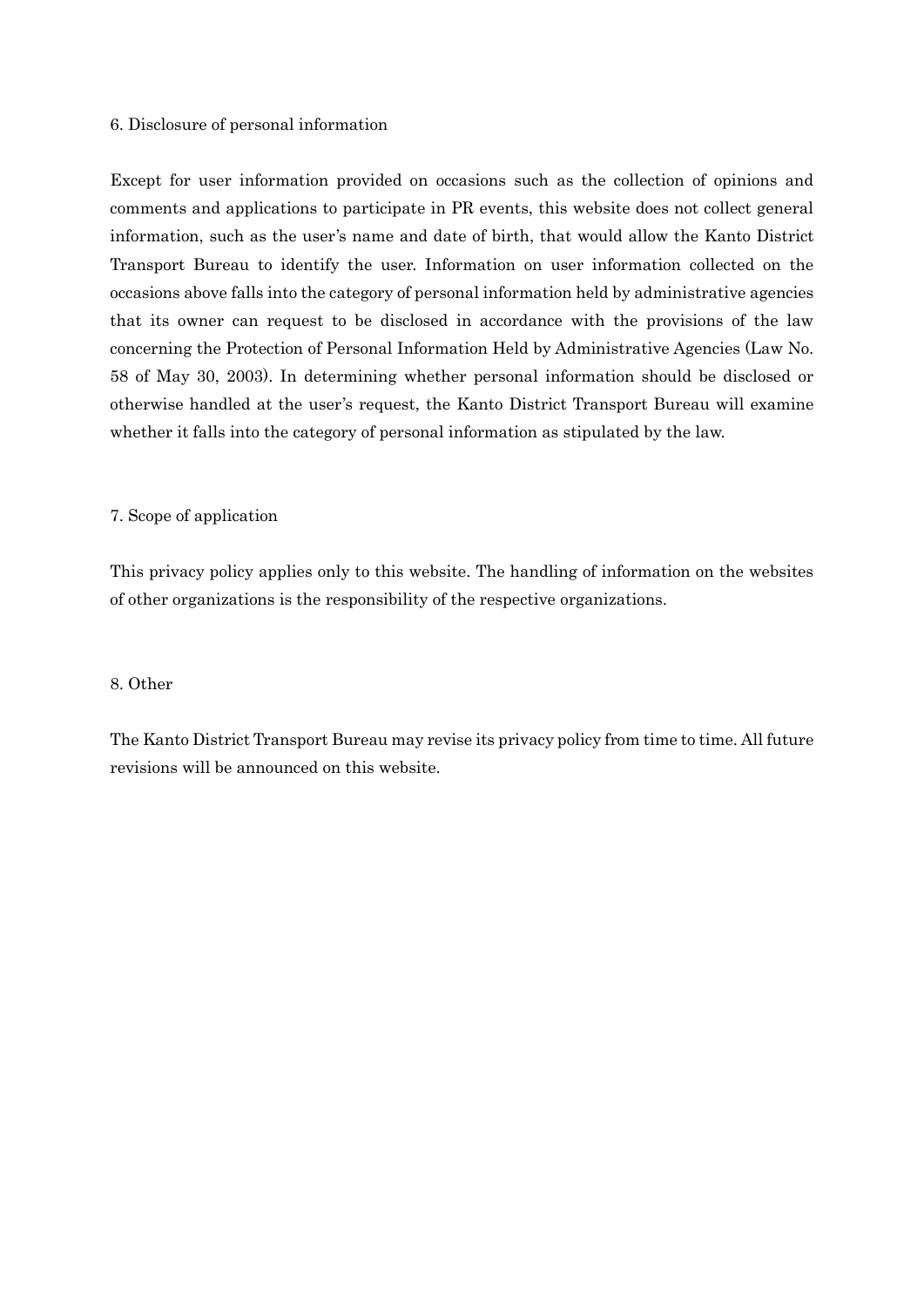## 6. Disclosure of personal information

Except for user information provided on occasions such as the collection of opinions and comments and applications to participate in PR events, this website does not collect general information, such as the user's name and date of birth, that would allow the Kanto District Transport Bureau to identify the user. Information on user information collected on the occasions above falls into the category of personal information held by administrative agencies that its owner can request to be disclosed in accordance with the provisions of the law concerning the Protection of Personal Information Held by Administrative Agencies (Law No. 58 of May 30, 2003). In determining whether personal information should be disclosed or otherwise handled at the user's request, the Kanto District Transport Bureau will examine whether it falls into the category of personal information as stipulated by the law.

## 7. Scope of application

This privacy policy applies only to this website. The handling of information on the websites of other organizations is the responsibility of the respective organizations.

## 8. Other

The Kanto District Transport Bureau may revise its privacy policy from time to time. All future revisions will be announced on this website.